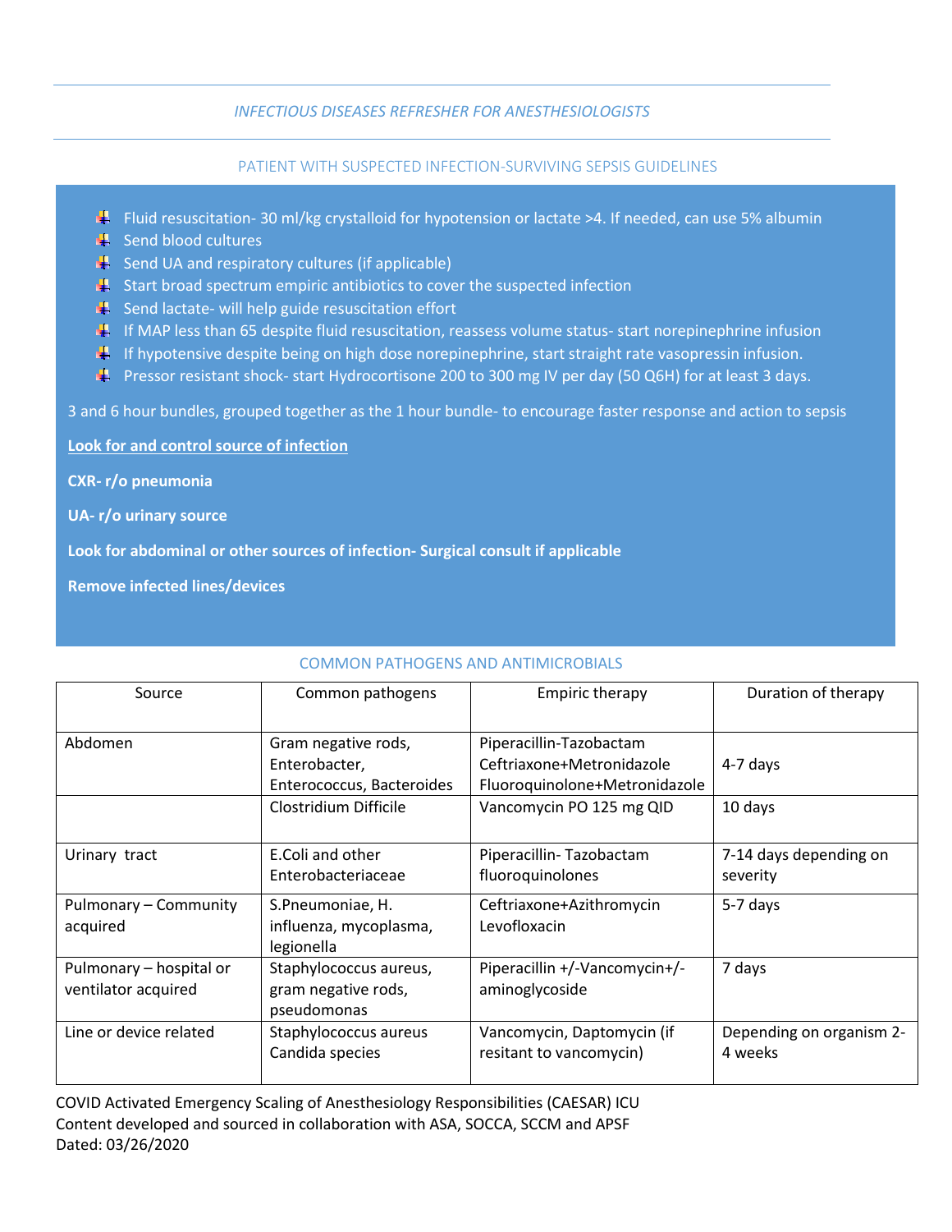# *INFECTIOUS DISEASES REFRESHER FOR ANESTHESIOLOGISTS*

## PATIENT WITH SUSPECTED INFECTION-SURVIVING SEPSIS GUIDELINES

- Fluid resuscitation- 30 ml/kg crystalloid for hypotension or lactate >4. If needed, can use 5% albumin
- Send blood cultures
- Send UA and respiratory cultures (if applicable)
- Start broad spectrum empiric antibiotics to cover the suspected infection
- Send lactate- will help guide resuscitation effort
- If MAP less than 65 despite fluid resuscitation, reassess volume status- start norepinephrine infusion
- If hypotensive despite being on high dose norepinephrine, start straight rate vasopressin infusion.
- Pressor resistant shock- start Hydrocortisone 200 to 300 mg IV per day (50 Q6H) for at least 3 days.

3 and 6 hour bundles, grouped together as the 1 hour bundle- to encourage faster response and action to sepsis

**Look for and control source of infection**

**CXR- r/o pneumonia**

**UA- r/o urinary source**

**Look for abdominal or other sources of infection- Surgical consult if applicable**

**Remove infected lines/devices**

## COMMON PATHOGENS AND ANTIMICROBIALS

| Source | Common pathogens | Empiric therapy | Duration of therapy |
|---|---|---|---|
| Abdomen | Gram negative rods, Enterobacter, Enterococcus, Bacteroides | Piperacillin-Tazobactam<br>Ceftriaxone+Metronidazole<br>Fluoroquinolone+Metronidazole | 4-7 days |
| | Clostridium Difficile | Vancomycin PO 125 mg QID | 10 days |
| Urinary tract | E.Coli and other Enterobacteriaceae | Piperacillin- Tazobactam<br>fluoroquinolones | 7-14 days depending on severity |
| Pulmonary – Community acquired | S.Pneumoniae, H. influenza, mycoplasma, legionella | Ceftriaxone+Azithromycin<br>Levofloxacin | 5-7 days |
| Pulmonary – hospital or ventilator acquired | Staphylococcus aureus, gram negative rods, pseudomonas | Piperacillin +/-Vancomycin+/-aminoglycoside | 7 days |
| Line or device related | Staphylococcus aureus<br>Candida species | Vancomycin, Daptomycin (if resitant to vancomycin) | Depending on organism 2-4 weeks |

COVID Activated Emergency Scaling of Anesthesiology Responsibilities (CAESAR) ICU
Content developed and sourced in collaboration with ASA, SOCCA, SCCM and APSF
Dated: 03/26/2020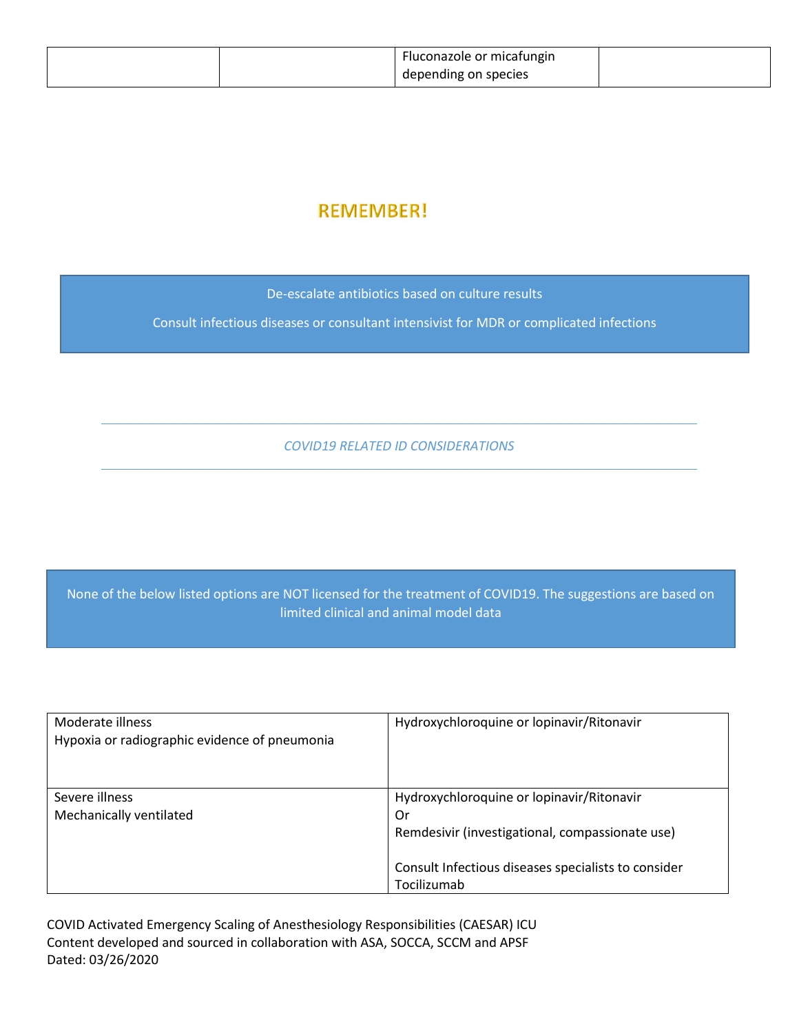| | | Fluconazole or micafungin depending on species | |
|---|---|---|---|

## REMEMBER!

De-escalate antibiotics based on culture results

Consult infectious diseases or consultant intensivist for MDR or complicated infections

---

*COVID19 RELATED ID CONSIDERATIONS*

---

None of the below listed options are NOT licensed for the treatment of COVID19. The suggestions are based on limited clinical and animal model data

| | |
|---|---|
| Moderate illness<br>Hypoxia or radiographic evidence of pneumonia | Hydroxychloroquine or lopinavir/Ritonavir |
| Severe illness<br>Mechanically ventilated | Hydroxychloroquine or lopinavir/Ritonavir<br>Or<br>Remdesivir (investigational, compassionate use)<br><br>Consult Infectious diseases specialists to consider Tocilizumab |

COVID Activated Emergency Scaling of Anesthesiology Responsibilities (CAESAR) ICU
Content developed and sourced in collaboration with ASA, SOCCA, SCCM and APSF
Dated: 03/26/2020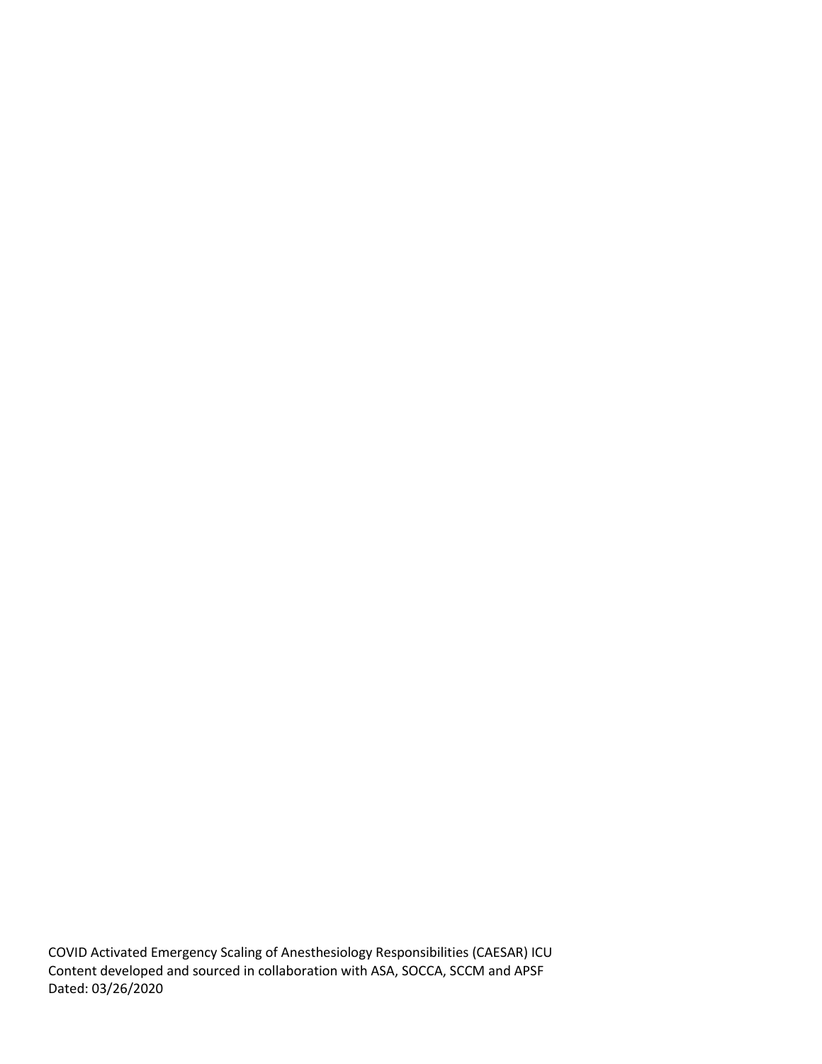COVID Activated Emergency Scaling of Anesthesiology Responsibilities (CAESAR) ICU
Content developed and sourced in collaboration with ASA, SOCCA, SCCM and APSF
Dated: 03/26/2020